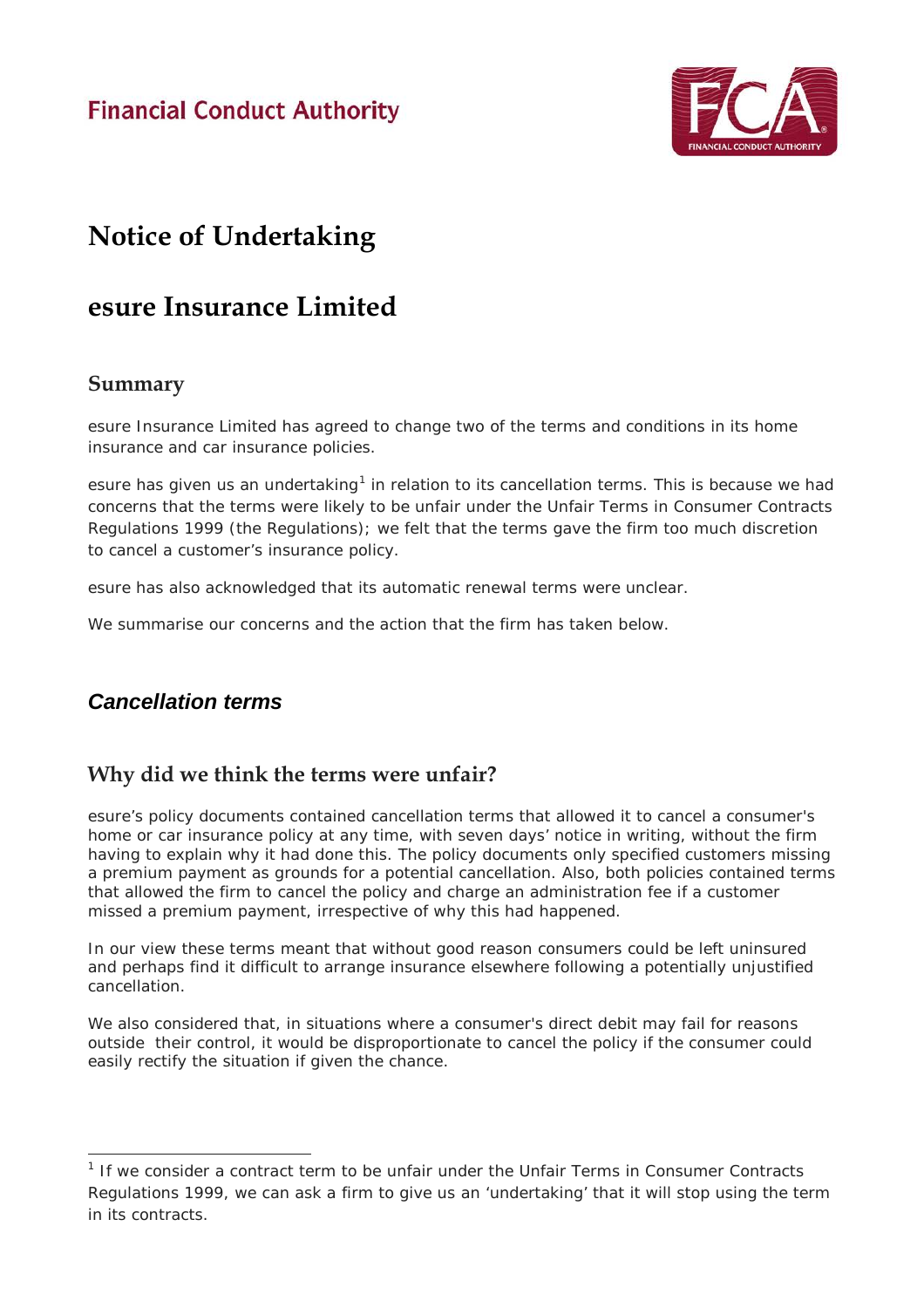Financial Conduct Authority

# Notice of Undertaking

# esure Insurance Limited

## Summary

esure Insurance Limited has agreed to change two of the terms and conditions in its home insurance and car insurance policies.

esure has given us an undertaking[1] in relation to its cancellation terms. This is because we had concerns that the terms were likely to be unfair under the Unfair Terms in Consumer Contracts Regulations 1999 (the Regulations); we felt that the terms gave the firm too much discretion to cancel a customer's insurance policy.

esure has also acknowledged that its automatic renewal terms were unclear.

We summarise our concerns and the action that the firm has taken below.

## *Cancellation terms*

### Why did we think the terms were unfair?

esure's policy documents contained cancellation terms that allowed it to cancel a consumer's home or car insurance policy at any time, with seven days' notice in writing, without the firm having to explain why it had done this. The policy documents only specified customers missing a premium payment as grounds for a potential cancellation. Also, both policies contained terms that allowed the firm to cancel the policy and charge an administration fee if a customer missed a premium payment, irrespective of why this had happened.

In our view these terms meant that without good reason consumers could be left uninsured and perhaps find it difficult to arrange insurance elsewhere following a potentially unjustified cancellation.

We also considered that, in situations where a consumer's direct debit may fail for reasons outside their control, it would be disproportionate to cancel the policy if the consumer could easily rectify the situation if given the chance.

[1] If we consider a contract term to be unfair under the Unfair Terms in Consumer Contracts Regulations 1999, we can ask a firm to give us an 'undertaking' that it will stop using the term in its contracts.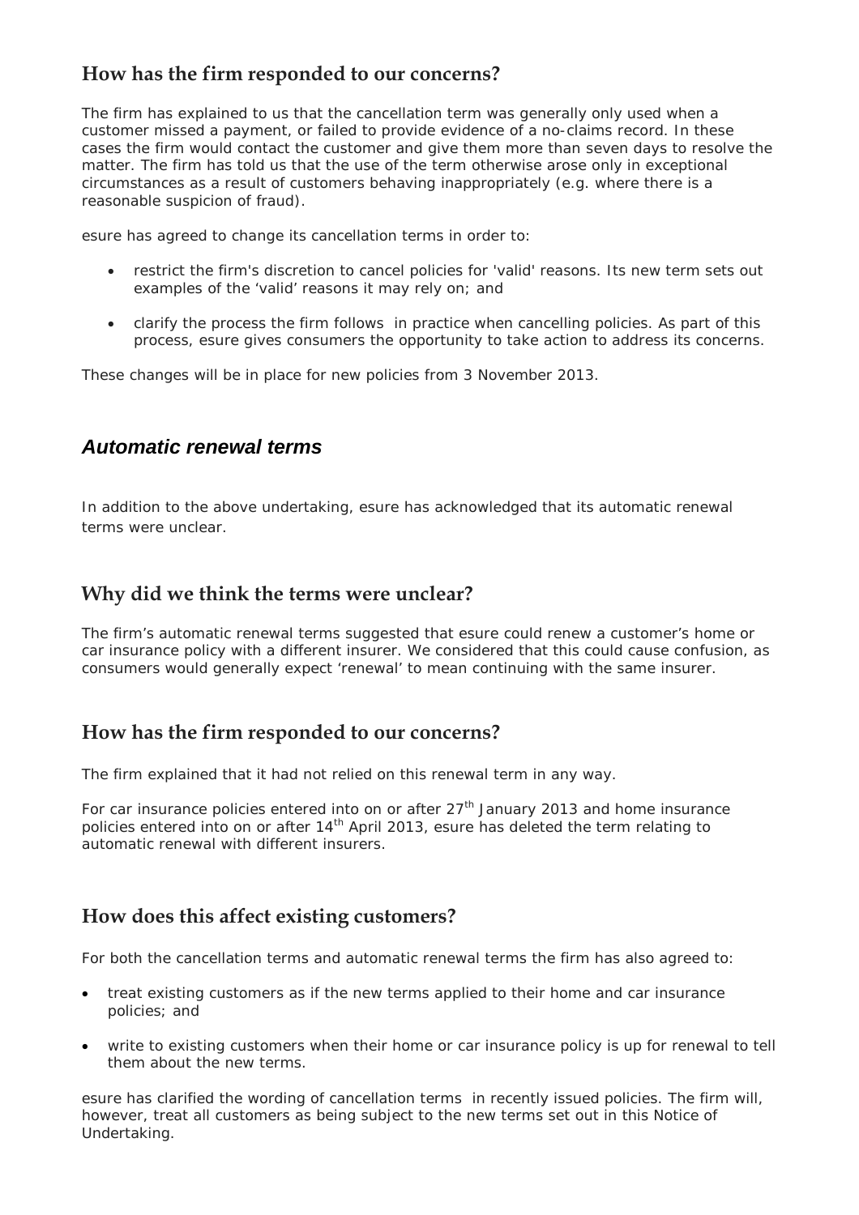## How has the firm responded to our concerns?

The firm has explained to us that the cancellation term was generally only used when a customer missed a payment, or failed to provide evidence of a no-claims record. In these cases the firm would contact the customer and give them more than seven days to resolve the matter. The firm has told us that the use of the term otherwise arose only in exceptional circumstances as a result of customers behaving inappropriately (e.g. where there is a reasonable suspicion of fraud).

esure has agreed to change its cancellation terms in order to:

- restrict the firm's discretion to cancel policies for 'valid' reasons. Its new term sets out examples of the 'valid' reasons it may rely on; and
- clarify the process the firm follows in practice when cancelling policies. As part of this process, esure gives consumers the opportunity to take action to address its concerns.

These changes will be in place for new policies from 3 November 2013.

## *Automatic renewal terms*

In addition to the above undertaking, esure has acknowledged that its automatic renewal terms were unclear.

## Why did we think the terms were unclear?

The firm's automatic renewal terms suggested that esure could renew a customer's home or car insurance policy with a different insurer. We considered that this could cause confusion, as consumers would generally expect 'renewal' to mean continuing with the same insurer.

## How has the firm responded to our concerns?

The firm explained that it had not relied on this renewal term in any way.

For car insurance policies entered into on or after 27th January 2013 and home insurance policies entered into on or after 14th April 2013, esure has deleted the term relating to automatic renewal with different insurers.

## How does this affect existing customers?

For both the cancellation terms and automatic renewal terms the firm has also agreed to:

- treat existing customers as if the new terms applied to their home and car insurance policies; and
- write to existing customers when their home or car insurance policy is up for renewal to tell them about the new terms.

esure has clarified the wording of cancellation terms in recently issued policies. The firm will, however, treat all customers as being subject to the new terms set out in this Notice of Undertaking.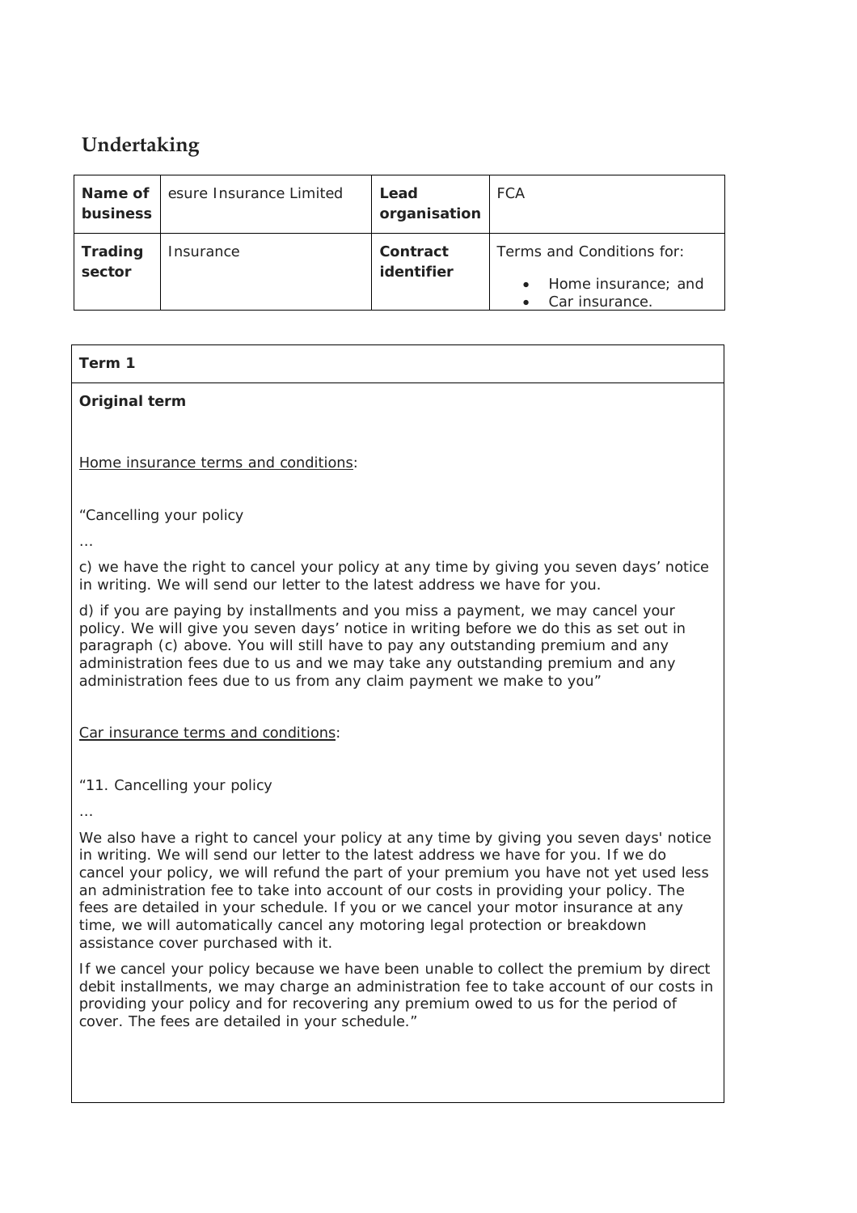## Undertaking

| Name of business | esure Insurance Limited | Lead organisation | FCA |
|---|---|---|---|
| Trading sector | Insurance | Contract identifier | Terms and Conditions for: <br>• Home insurance; and <br>• Car insurance. |

**Term 1**

**Original term**

Home insurance terms and conditions:

"Cancelling your policy

…

c) we have the right to cancel your policy at any time by giving you seven days' notice in writing. We will send our letter to the latest address we have for you.

d) if you are paying by installments and you miss a payment, we may cancel your policy. We will give you seven days' notice in writing before we do this as set out in paragraph (c) above. You will still have to pay any outstanding premium and any administration fees due to us and we may take any outstanding premium and any administration fees due to us from any claim payment we make to you"

Car insurance terms and conditions:

"11. Cancelling your policy

…

We also have a right to cancel your policy at any time by giving you seven days' notice in writing. We will send our letter to the latest address we have for you. If we do cancel your policy, we will refund the part of your premium you have not yet used less an administration fee to take into account of our costs in providing your policy. The fees are detailed in your schedule. If you or we cancel your motor insurance at any time, we will automatically cancel any motoring legal protection or breakdown assistance cover purchased with it.

If we cancel your policy because we have been unable to collect the premium by direct debit installments, we may charge an administration fee to take account of our costs in providing your policy and for recovering any premium owed to us for the period of cover. The fees are detailed in your schedule."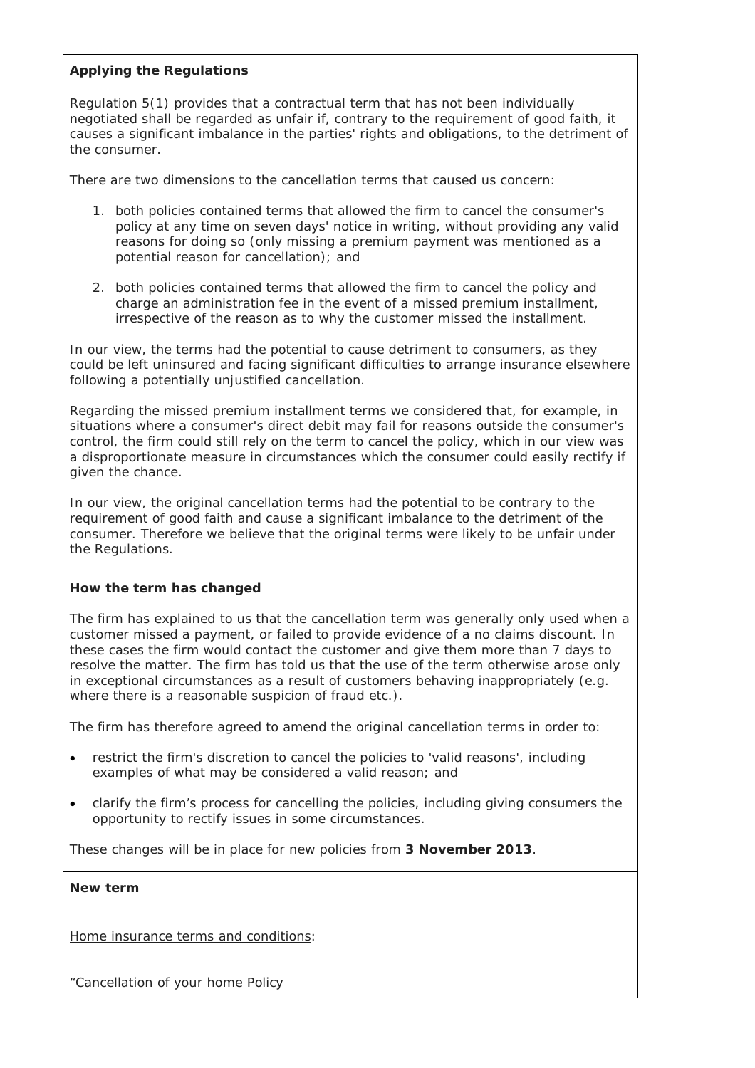**Applying the Regulations**

Regulation 5(1) provides that a contractual term that has not been individually negotiated shall be regarded as unfair if, contrary to the requirement of good faith, it causes a significant imbalance in the parties' rights and obligations, to the detriment of the consumer.

There are two dimensions to the cancellation terms that caused us concern:

1. both policies contained terms that allowed the firm to cancel the consumer's policy at any time on seven days' notice in writing, without providing any valid reasons for doing so (only missing a premium payment was mentioned as a potential reason for cancellation); and
2. both policies contained terms that allowed the firm to cancel the policy and charge an administration fee in the event of a missed premium installment, irrespective of the reason as to why the customer missed the installment.

In our view, the terms had the potential to cause detriment to consumers, as they could be left uninsured and facing significant difficulties to arrange insurance elsewhere following a potentially unjustified cancellation.

Regarding the missed premium installment terms we considered that, for example, in situations where a consumer's direct debit may fail for reasons outside the consumer's control, the firm could still rely on the term to cancel the policy, which in our view was a disproportionate measure in circumstances which the consumer could easily rectify if given the chance.

In our view, the original cancellation terms had the potential to be contrary to the requirement of good faith and cause a significant imbalance to the detriment of the consumer. Therefore we believe that the original terms were likely to be unfair under the Regulations.

**How the term has changed**

The firm has explained to us that the cancellation term was generally only used when a customer missed a payment, or failed to provide evidence of a no claims discount. In these cases the firm would contact the customer and give them more than 7 days to resolve the matter. The firm has told us that the use of the term otherwise arose only in exceptional circumstances as a result of customers behaving inappropriately (e.g. where there is a reasonable suspicion of fraud etc.).

The firm has therefore agreed to amend the original cancellation terms in order to:

- restrict the firm's discretion to cancel the policies to 'valid reasons', including examples of what may be considered a valid reason; and
- clarify the firm's process for cancelling the policies, including giving consumers the opportunity to rectify issues in some circumstances.

These changes will be in place for new policies from **3 November 2013**.

**New term**

Home insurance terms and conditions:

"Cancellation of your home Policy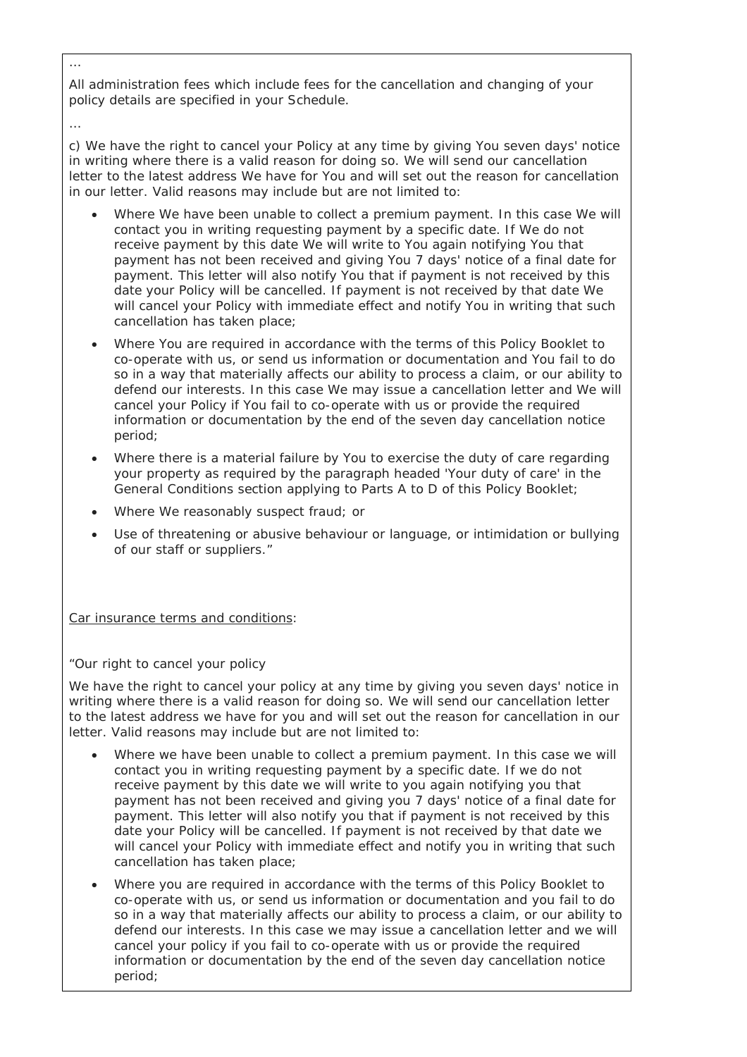…

All administration fees which include fees for the cancellation and changing of your policy details are specified in your Schedule.

…

c) We have the right to cancel your Policy at any time by giving You seven days' notice in writing where there is a valid reason for doing so. We will send our cancellation letter to the latest address We have for You and will set out the reason for cancellation in our letter. Valid reasons may include but are not limited to:

- Where We have been unable to collect a premium payment. In this case We will contact you in writing requesting payment by a specific date. If We do not receive payment by this date We will write to You again notifying You that payment has not been received and giving You 7 days' notice of a final date for payment. This letter will also notify You that if payment is not received by this date your Policy will be cancelled. If payment is not received by that date We will cancel your Policy with immediate effect and notify You in writing that such cancellation has taken place;
- Where You are required in accordance with the terms of this Policy Booklet to co-operate with us, or send us information or documentation and You fail to do so in a way that materially affects our ability to process a claim, or our ability to defend our interests. In this case We may issue a cancellation letter and We will cancel your Policy if You fail to co-operate with us or provide the required information or documentation by the end of the seven day cancellation notice period;
- Where there is a material failure by You to exercise the duty of care regarding your property as required by the paragraph headed 'Your duty of care' in the General Conditions section applying to Parts A to D of this Policy Booklet;
- Where We reasonably suspect fraud; or
- Use of threatening or abusive behaviour or language, or intimidation or bullying of our staff or suppliers."

<u>Car insurance terms and conditions</u>:

"Our right to cancel your policy

We have the right to cancel your policy at any time by giving you seven days' notice in writing where there is a valid reason for doing so. We will send our cancellation letter to the latest address we have for you and will set out the reason for cancellation in our letter. Valid reasons may include but are not limited to:

- Where we have been unable to collect a premium payment. In this case we will contact you in writing requesting payment by a specific date. If we do not receive payment by this date we will write to you again notifying you that payment has not been received and giving you 7 days' notice of a final date for payment. This letter will also notify you that if payment is not received by this date your Policy will be cancelled. If payment is not received by that date we will cancel your Policy with immediate effect and notify you in writing that such cancellation has taken place;
- Where you are required in accordance with the terms of this Policy Booklet to co-operate with us, or send us information or documentation and you fail to do so in a way that materially affects our ability to process a claim, or our ability to defend our interests. In this case we may issue a cancellation letter and we will cancel your policy if you fail to co-operate with us or provide the required information or documentation by the end of the seven day cancellation notice period;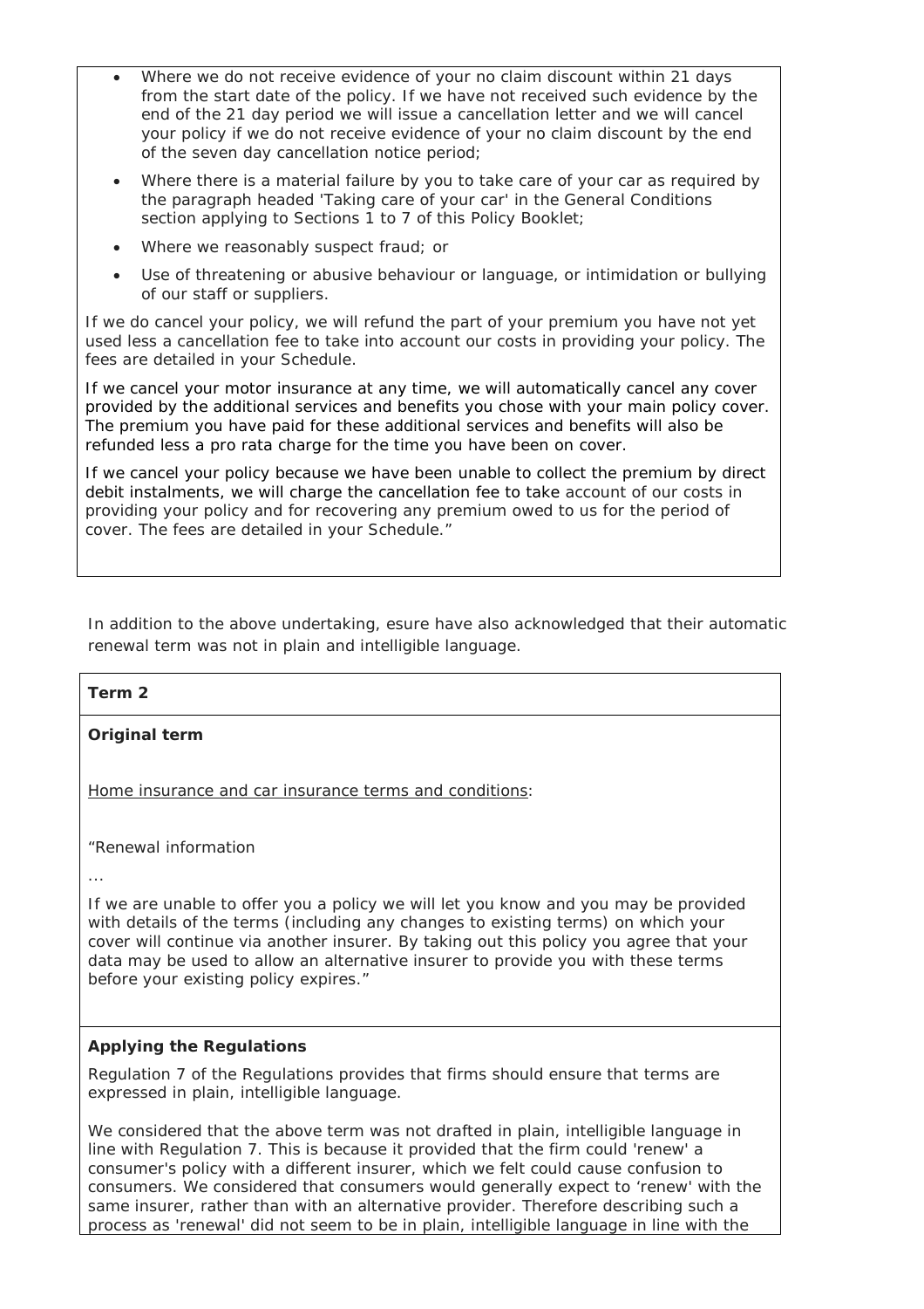- Where we do not receive evidence of your no claim discount within 21 days from the start date of the policy. If we have not received such evidence by the end of the 21 day period we will issue a cancellation letter and we will cancel your policy if we do not receive evidence of your no claim discount by the end of the seven day cancellation notice period;
- Where there is a material failure by you to take care of your car as required by the paragraph headed 'Taking care of your car' in the General Conditions section applying to Sections 1 to 7 of this Policy Booklet;
- Where we reasonably suspect fraud; or
- Use of threatening or abusive behaviour or language, or intimidation or bullying of our staff or suppliers.

If we do cancel your policy, we will refund the part of your premium you have not yet used less a cancellation fee to take into account our costs in providing your policy. The fees are detailed in your Schedule.

If we cancel your motor insurance at any time, we will automatically cancel any cover provided by the additional services and benefits you chose with your main policy cover. The premium you have paid for these additional services and benefits will also be refunded less a pro rata charge for the time you have been on cover.

If we cancel your policy because we have been unable to collect the premium by direct debit instalments, we will charge the cancellation fee to take account of our costs in providing your policy and for recovering any premium owed to us for the period of cover. The fees are detailed in your Schedule."

In addition to the above undertaking, esure have also acknowledged that their automatic renewal term was not in plain and intelligible language.

**Term 2**

**Original term**

Home insurance and car insurance terms and conditions:

"Renewal information

…

If we are unable to offer you a policy we will let you know and you may be provided with details of the terms (including any changes to existing terms) on which your cover will continue via another insurer. By taking out this policy you agree that your data may be used to allow an alternative insurer to provide you with these terms before your existing policy expires."

**Applying the Regulations**

Regulation 7 of the Regulations provides that firms should ensure that terms are expressed in plain, intelligible language.

We considered that the above term was not drafted in plain, intelligible language in line with Regulation 7. This is because it provided that the firm could 'renew' a consumer's policy with a different insurer, which we felt could cause confusion to consumers. We considered that consumers would generally expect to 'renew' with the same insurer, rather than with an alternative provider. Therefore describing such a process as 'renewal' did not seem to be in plain, intelligible language in line with the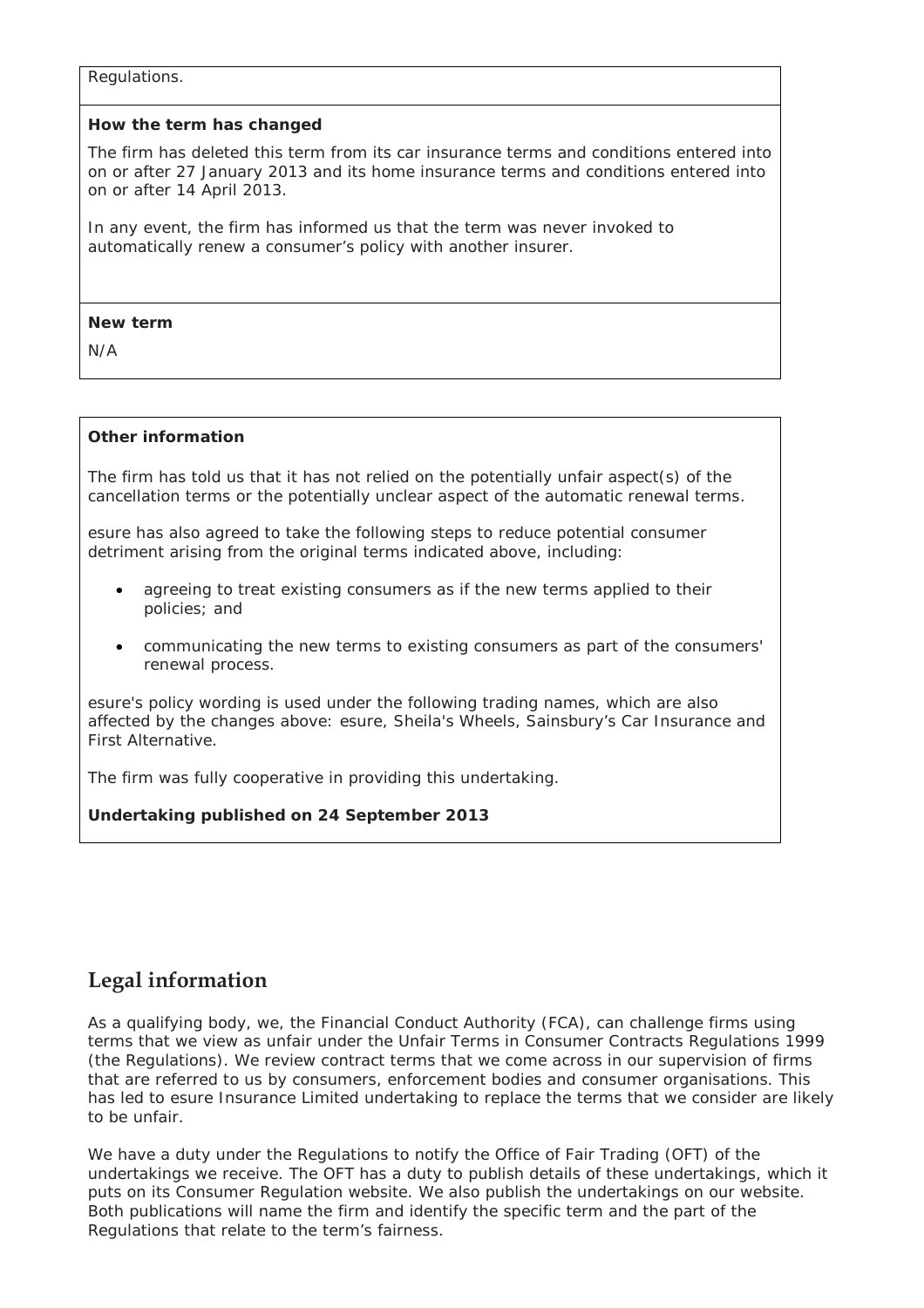Regulations.

**How the term has changed**

The firm has deleted this term from its car insurance terms and conditions entered into on or after 27 January 2013 and its home insurance terms and conditions entered into on or after 14 April 2013.

In any event, the firm has informed us that the term was never invoked to automatically renew a consumer's policy with another insurer.

**New term**

N/A

**Other information**

The firm has told us that it has not relied on the potentially unfair aspect(s) of the cancellation terms or the potentially unclear aspect of the automatic renewal terms.

esure has also agreed to take the following steps to reduce potential consumer detriment arising from the original terms indicated above, including:

- agreeing to treat existing consumers as if the new terms applied to their policies; and
- communicating the new terms to existing consumers as part of the consumers' renewal process.

esure's policy wording is used under the following trading names, which are also affected by the changes above: esure, Sheila's Wheels, Sainsbury's Car Insurance and First Alternative.

The firm was fully cooperative in providing this undertaking.

**Undertaking published on 24 September 2013**

## Legal information

As a qualifying body, we, the Financial Conduct Authority (FCA), can challenge firms using terms that we view as unfair under the Unfair Terms in Consumer Contracts Regulations 1999 (the Regulations). We review contract terms that we come across in our supervision of firms that are referred to us by consumers, enforcement bodies and consumer organisations. This has led to esure Insurance Limited undertaking to replace the terms that we consider are likely to be unfair.

We have a duty under the Regulations to notify the Office of Fair Trading (OFT) of the undertakings we receive. The OFT has a duty to publish details of these undertakings, which it puts on its Consumer Regulation website. We also publish the undertakings on our website. Both publications will name the firm and identify the specific term and the part of the Regulations that relate to the term's fairness.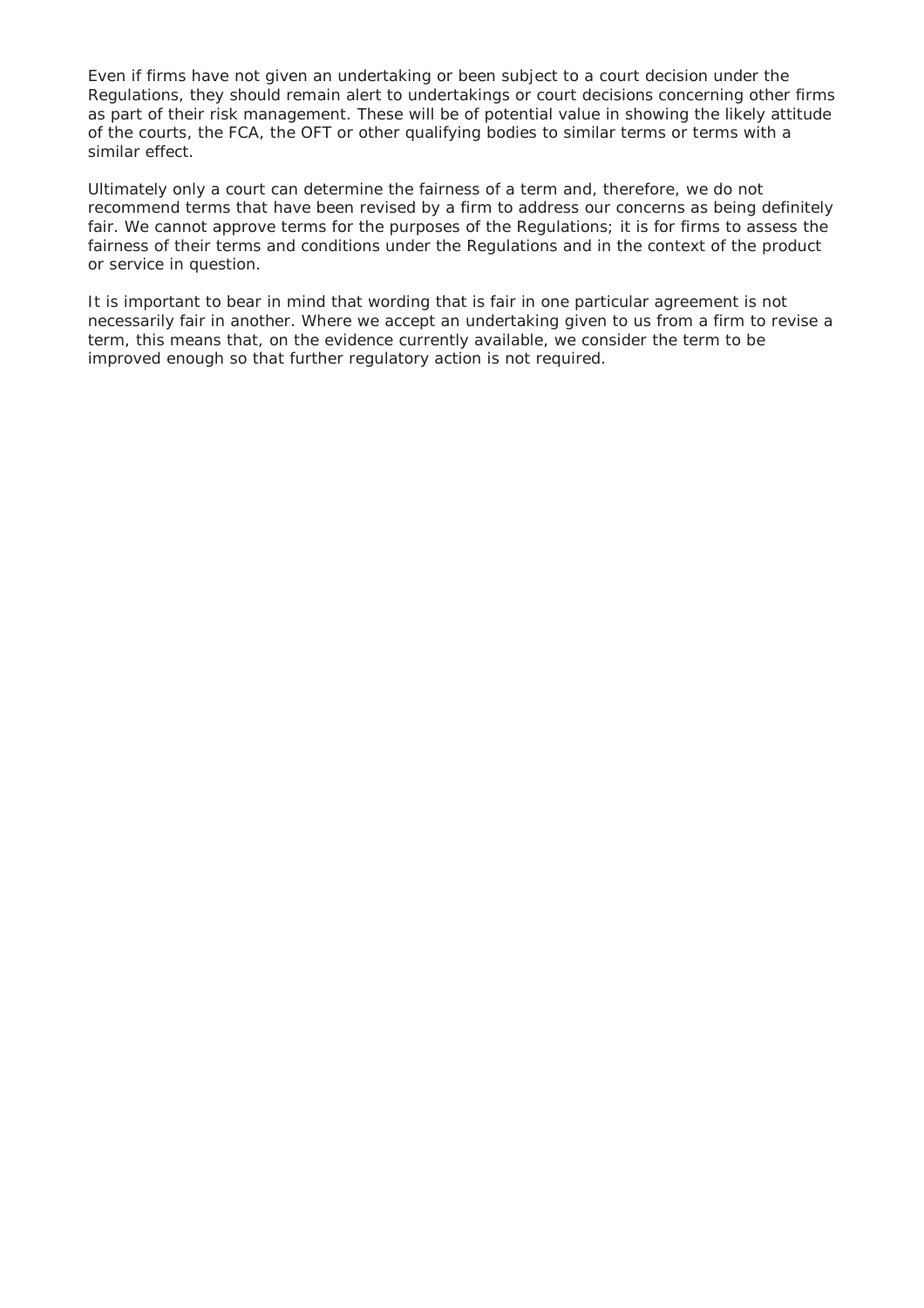Even if firms have not given an undertaking or been subject to a court decision under the Regulations, they should remain alert to undertakings or court decisions concerning other firms as part of their risk management. These will be of potential value in showing the likely attitude of the courts, the FCA, the OFT or other qualifying bodies to similar terms or terms with a similar effect.

Ultimately only a court can determine the fairness of a term and, therefore, we do not recommend terms that have been revised by a firm to address our concerns as being definitely fair. We cannot approve terms for the purposes of the Regulations; it is for firms to assess the fairness of their terms and conditions under the Regulations and in the context of the product or service in question.

It is important to bear in mind that wording that is fair in one particular agreement is not necessarily fair in another. Where we accept an undertaking given to us from a firm to revise a term, this means that, on the evidence currently available, we consider the term to be improved enough so that further regulatory action is not required.